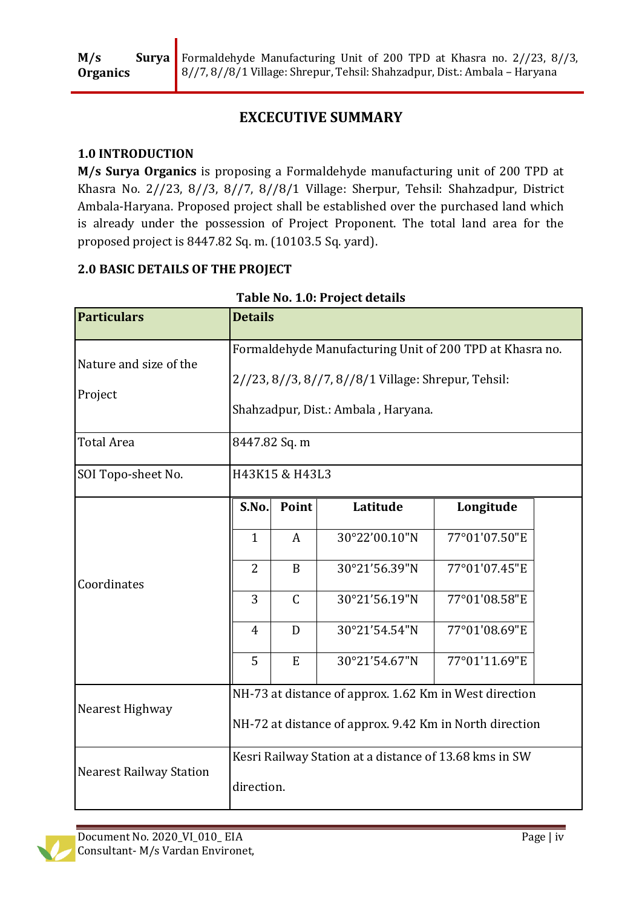# EXCECUTIVE SUMMARY

## 1.0 INTRODUCTION

**M/s Surya Organics** is proposing a Formaldehyde manufacturing unit of 200 TPD at Khasra No. 2//23, 8//3, 8//7, 8//8/1 Village: Sherpur, Tehsil: Shahzadpur, District Ambala-Haryana. Proposed project shall be established over the purchased land which is already under the possession of Project Proponent. The total land area for the proposed project is 8447.82 Sq. m. (10103.5 Sq. yard).

## 2.0 BASIC DETAILS OF THE PROJECT

**Table No. 1.0: Project details**

| Particulars | Details |
|---|---|
| Nature and size of the Project | Formaldehyde Manufacturing Unit of 200 TPD at Khasra no. 2//23, 8//3, 8//7, 8//8/1 Village: Shrepur, Tehsil: Shahzadpur, Dist.: Ambala , Haryana. |
| Total Area | 8447.82 Sq. m |
| SOI Topo-sheet No. | H43K15 & H43L3 |
| Coordinates | S.No. 1, Point A: Latitude 30°22'00.10"N, Longitude 77°01'07.50"E<br>S.No. 2, Point B: Latitude 30°21'56.39"N, Longitude 77°01'07.45"E<br>S.No. 3, Point C: Latitude 30°21'56.19"N, Longitude 77°01'08.58"E<br>S.No. 4, Point D: Latitude 30°21'54.54"N, Longitude 77°01'08.69"E<br>S.No. 5, Point E: Latitude 30°21'54.67"N, Longitude 77°01'11.69"E |
| Nearest Highway | NH-73 at distance of approx. 1.62 Km in West direction<br>NH-72 at distance of approx. 9.42 Km in North direction |
| Nearest Railway Station | Kesri Railway Station at a distance of 13.68 kms in SW direction. |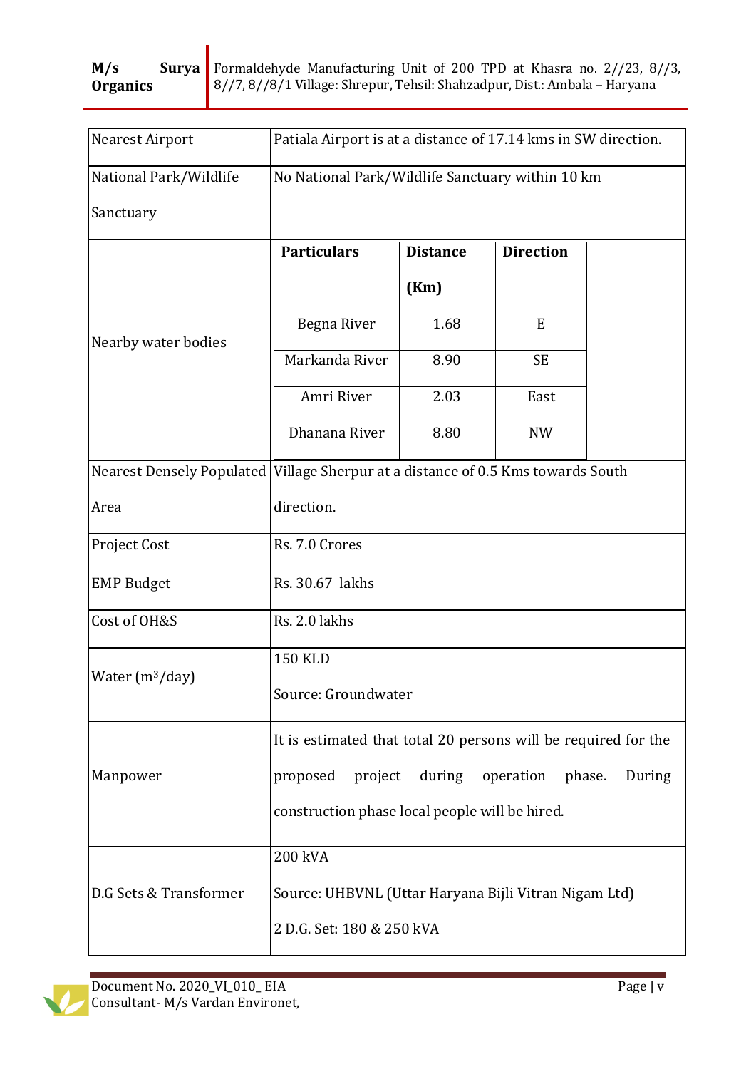| | |
|---|---|
| Nearest Airport | Patiala Airport is at a distance of 17.14 kms in SW direction. |
| National Park/Wildlife Sanctuary | No National Park/Wildlife Sanctuary within 10 km |
| Nearby water bodies | **Particulars** / **Distance (Km)** / **Direction**: Begna River – 1.68 – E; Markanda River – 8.90 – SE; Amri River – 2.03 – East; Dhanana River – 8.80 – NW |
| Nearest Densely Populated Area | Village Sherpur at a distance of 0.5 Kms towards South direction. |
| Project Cost | Rs. 7.0 Crores |
| EMP Budget | Rs. 30.67 lakhs |
| Cost of OH&S | Rs. 2.0 lakhs |
| Water ($m^3$/day) | 150 KLD<br>Source: Groundwater |
| Manpower | It is estimated that total 20 persons will be required for the proposed project during operation phase. During construction phase local people will be hired. |
| D.G Sets & Transformer | 200 kVA<br>Source: UHBVNL (Uttar Haryana Bijli Vitran Nigam Ltd)<br>2 D.G. Set: 180 & 250 kVA |

Nearby water bodies:

| Particulars | Distance (Km) | Direction |
|---|---|---|
| Begna River | 1.68 | E |
| Markanda River | 8.90 | SE |
| Amri River | 2.03 | East |
| Dhanana River | 8.80 | NW |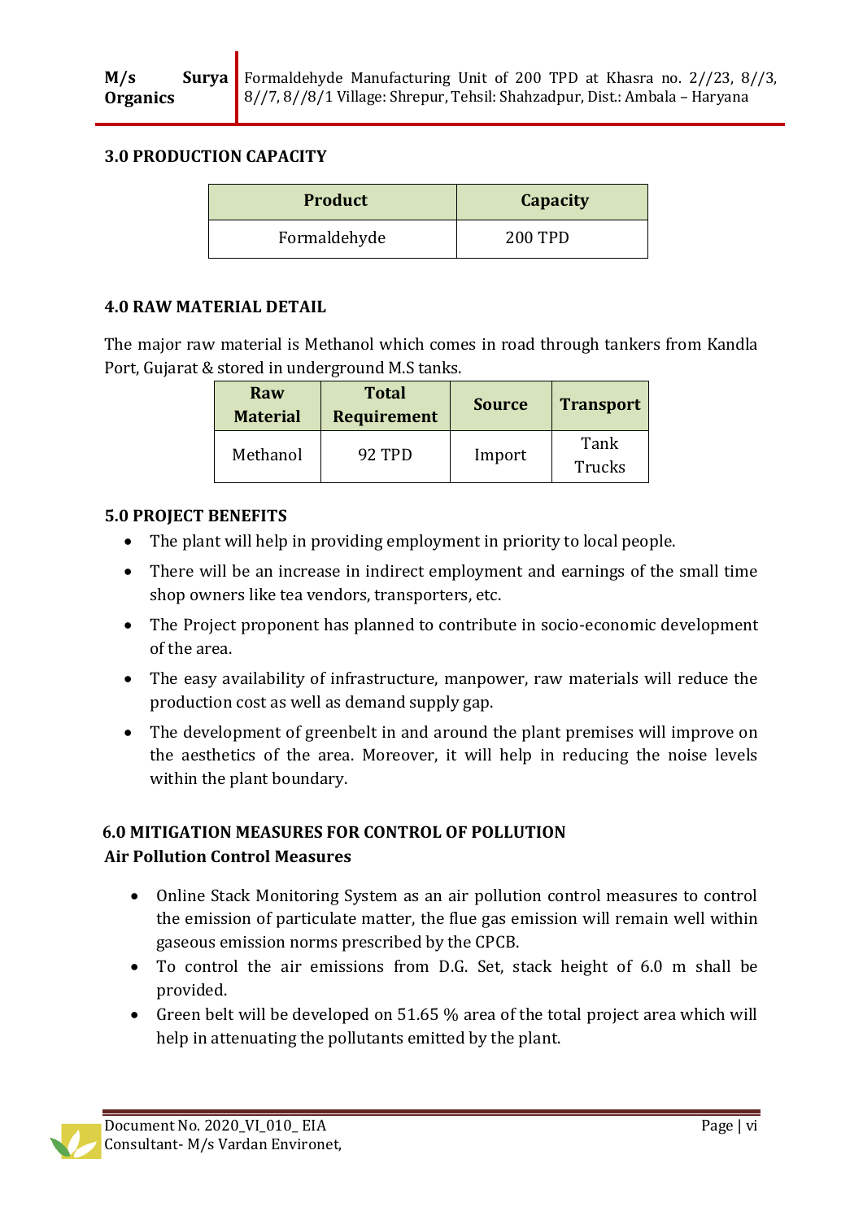## 3.0 PRODUCTION CAPACITY

| Product | Capacity |
|---|---|
| Formaldehyde | 200 TPD |

## 4.0 RAW MATERIAL DETAIL

The major raw material is Methanol which comes in road through tankers from Kandla Port, Gujarat & stored in underground M.S tanks.

| Raw Material | Total Requirement | Source | Transport |
|---|---|---|---|
| Methanol | 92 TPD | Import | Tank Trucks |

## 5.0 PROJECT BENEFITS

- The plant will help in providing employment in priority to local people.
- There will be an increase in indirect employment and earnings of the small time shop owners like tea vendors, transporters, etc.
- The Project proponent has planned to contribute in socio-economic development of the area.
- The easy availability of infrastructure, manpower, raw materials will reduce the production cost as well as demand supply gap.
- The development of greenbelt in and around the plant premises will improve on the aesthetics of the area. Moreover, it will help in reducing the noise levels within the plant boundary.

## 6.0 MITIGATION MEASURES FOR CONTROL OF POLLUTION

### Air Pollution Control Measures

- Online Stack Monitoring System as an air pollution control measures to control the emission of particulate matter, the flue gas emission will remain well within gaseous emission norms prescribed by the CPCB.
- To control the air emissions from D.G. Set, stack height of 6.0 m shall be provided.
- Green belt will be developed on 51.65 % area of the total project area which will help in attenuating the pollutants emitted by the plant.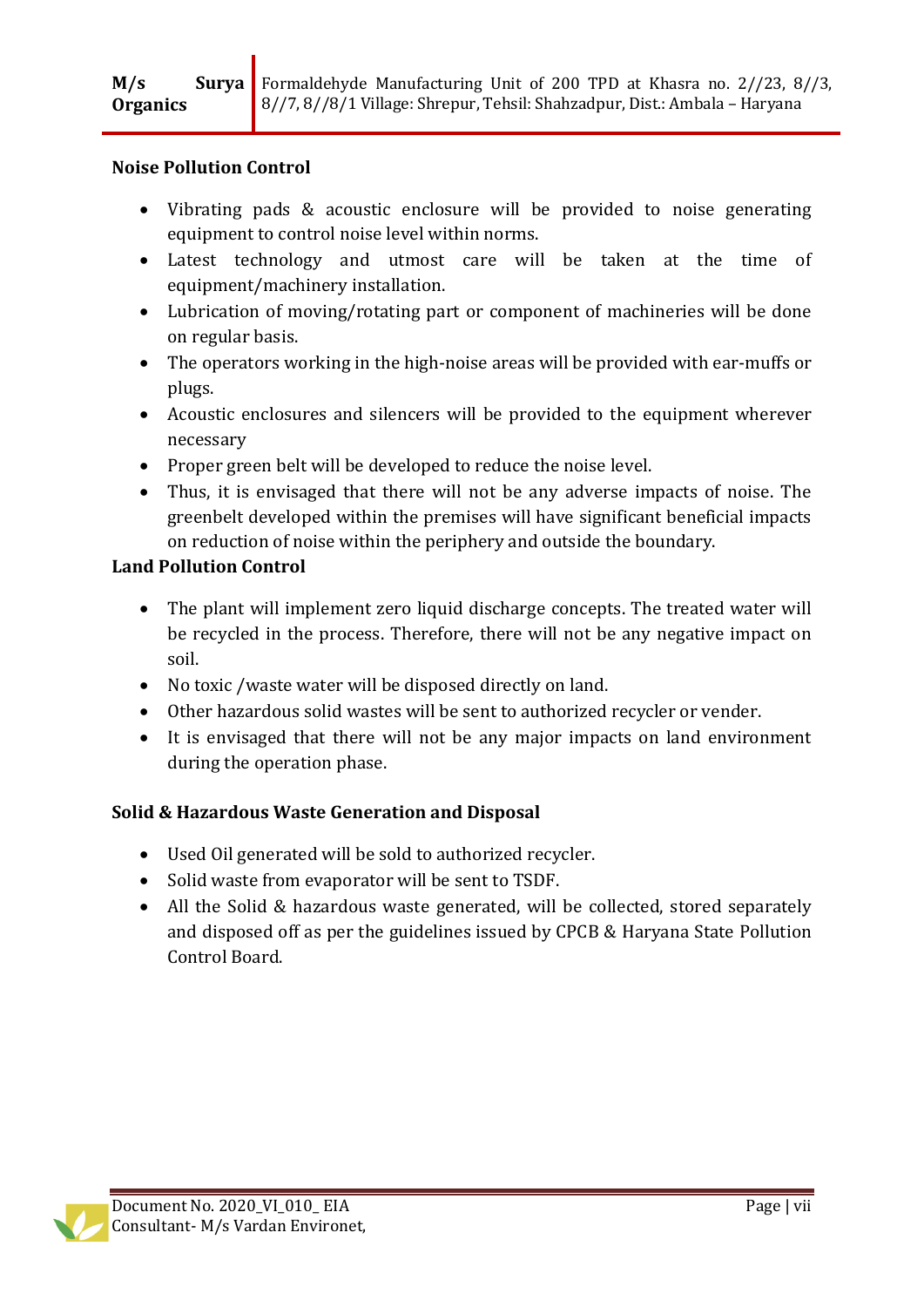**Noise Pollution Control**

- Vibrating pads & acoustic enclosure will be provided to noise generating equipment to control noise level within norms.
- Latest technology and utmost care will be taken at the time of equipment/machinery installation.
- Lubrication of moving/rotating part or component of machineries will be done on regular basis.
- The operators working in the high-noise areas will be provided with ear-muffs or plugs.
- Acoustic enclosures and silencers will be provided to the equipment wherever necessary
- Proper green belt will be developed to reduce the noise level.
- Thus, it is envisaged that there will not be any adverse impacts of noise. The greenbelt developed within the premises will have significant beneficial impacts on reduction of noise within the periphery and outside the boundary.

**Land Pollution Control**

- The plant will implement zero liquid discharge concepts. The treated water will be recycled in the process. Therefore, there will not be any negative impact on soil.
- No toxic /waste water will be disposed directly on land.
- Other hazardous solid wastes will be sent to authorized recycler or vender.
- It is envisaged that there will not be any major impacts on land environment during the operation phase.

**Solid & Hazardous Waste Generation and Disposal**

- Used Oil generated will be sold to authorized recycler.
- Solid waste from evaporator will be sent to TSDF.
- All the Solid & hazardous waste generated, will be collected, stored separately and disposed off as per the guidelines issued by CPCB & Haryana State Pollution Control Board.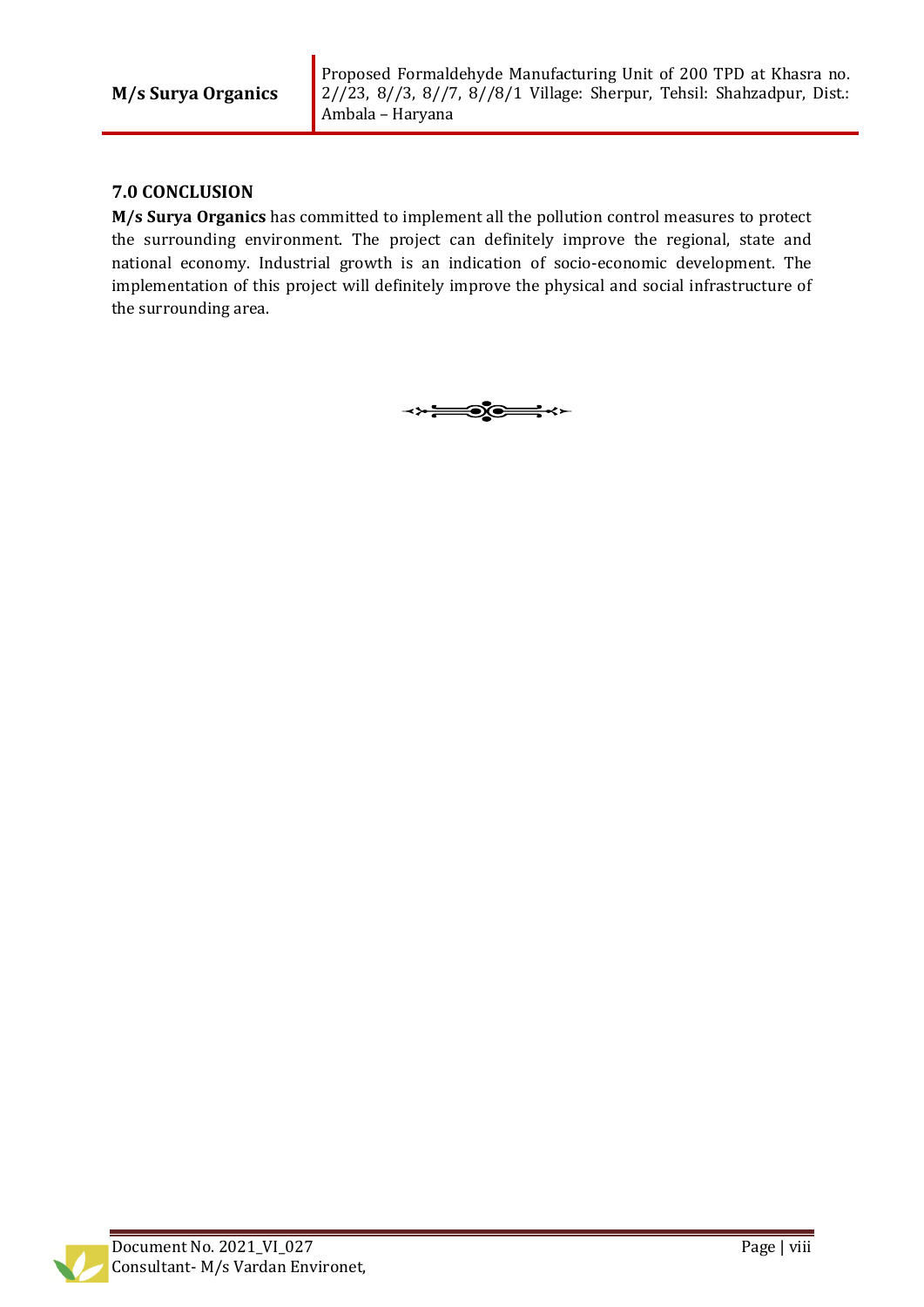## 7.0 CONCLUSION

**M/s Surya Organics** has committed to implement all the pollution control measures to protect the surrounding environment. The project can definitely improve the regional, state and national economy. Industrial growth is an indication of socio-economic development. The implementation of this project will definitely improve the physical and social infrastructure of the surrounding area.